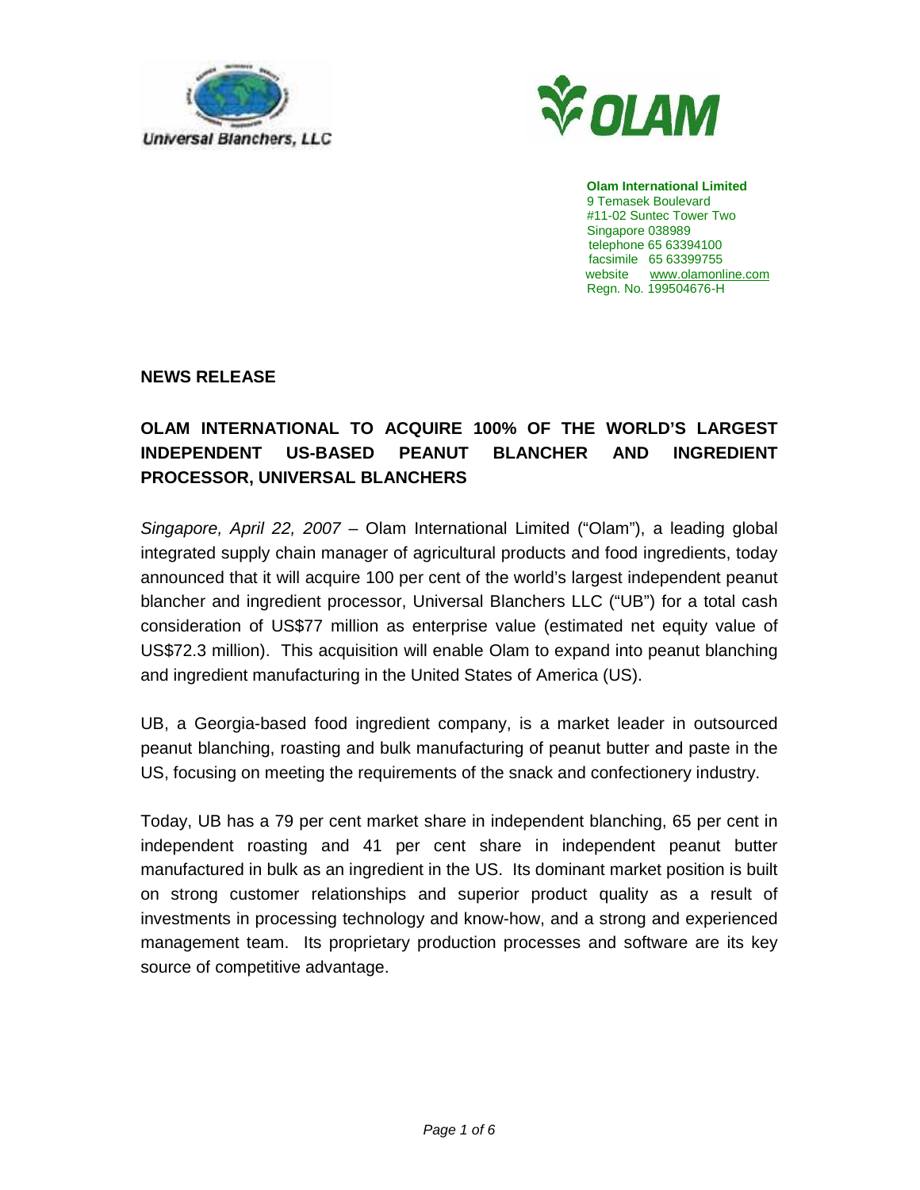Universal Blanchers, LLC

**Olam International Limited**
9 Temasek Boulevard
#11-02 Suntec Tower Two
Singapore 038989
telephone 65 63394100
facsimile 65 63399755
website www.olamonline.com
Regn. No. 199504676-H

**NEWS RELEASE**

## OLAM INTERNATIONAL TO ACQUIRE 100% OF THE WORLD'S LARGEST INDEPENDENT US-BASED PEANUT BLANCHER AND INGREDIENT PROCESSOR, UNIVERSAL BLANCHERS

*Singapore, April 22, 2007* – Olam International Limited ("Olam"), a leading global integrated supply chain manager of agricultural products and food ingredients, today announced that it will acquire 100 per cent of the world's largest independent peanut blancher and ingredient processor, Universal Blanchers LLC ("UB") for a total cash consideration of US$77 million as enterprise value (estimated net equity value of US$72.3 million). This acquisition will enable Olam to expand into peanut blanching and ingredient manufacturing in the United States of America (US).

UB, a Georgia-based food ingredient company, is a market leader in outsourced peanut blanching, roasting and bulk manufacturing of peanut butter and paste in the US, focusing on meeting the requirements of the snack and confectionery industry.

Today, UB has a 79 per cent market share in independent blanching, 65 per cent in independent roasting and 41 per cent share in independent peanut butter manufactured in bulk as an ingredient in the US. Its dominant market position is built on strong customer relationships and superior product quality as a result of investments in processing technology and know-how, and a strong and experienced management team. Its proprietary production processes and software are its key source of competitive advantage.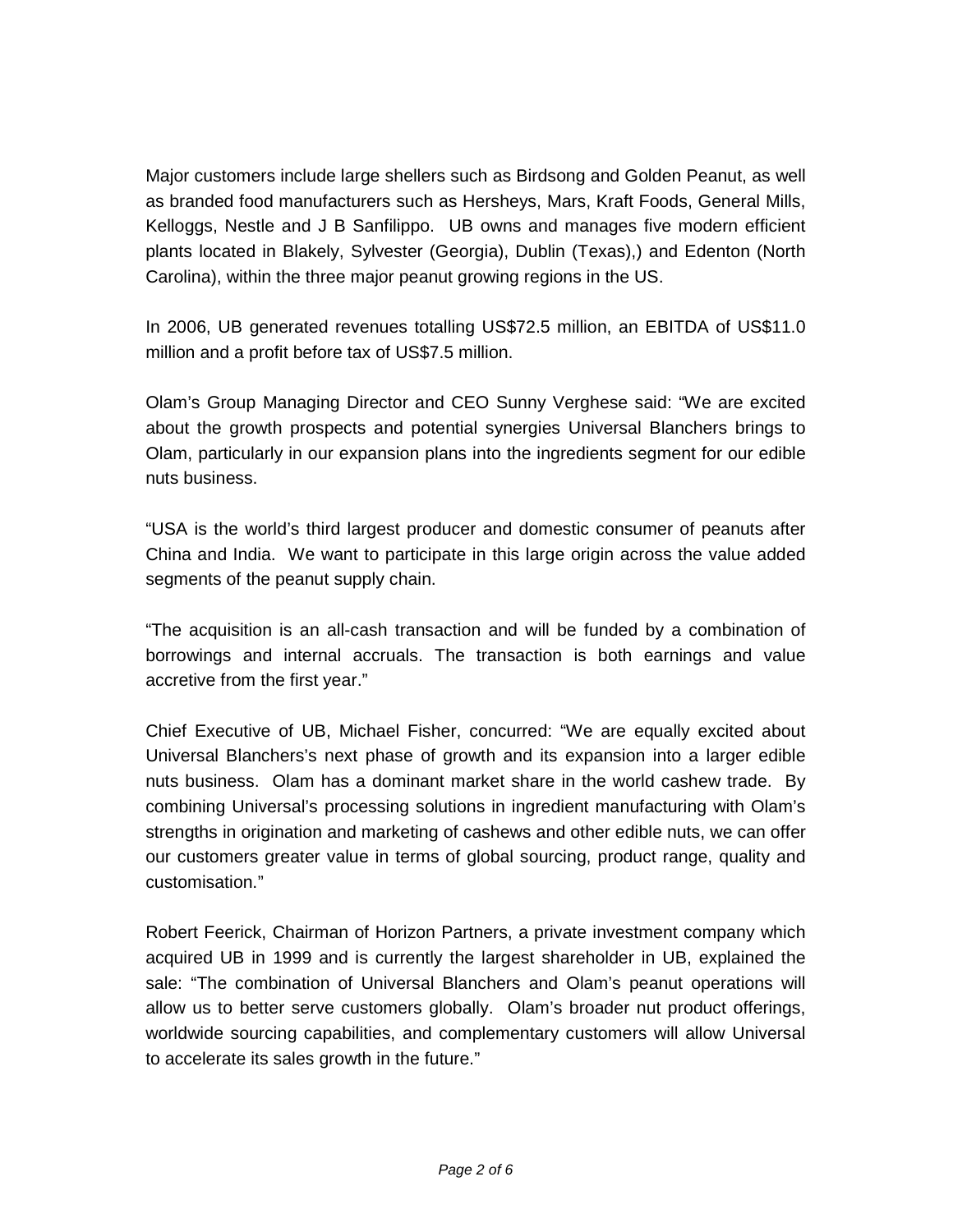Major customers include large shellers such as Birdsong and Golden Peanut, as well as branded food manufacturers such as Hersheys, Mars, Kraft Foods, General Mills, Kelloggs, Nestle and J B Sanfilippo. UB owns and manages five modern efficient plants located in Blakely, Sylvester (Georgia), Dublin (Texas),) and Edenton (North Carolina), within the three major peanut growing regions in the US.

In 2006, UB generated revenues totalling US$72.5 million, an EBITDA of US$11.0 million and a profit before tax of US$7.5 million.

Olam's Group Managing Director and CEO Sunny Verghese said: "We are excited about the growth prospects and potential synergies Universal Blanchers brings to Olam, particularly in our expansion plans into the ingredients segment for our edible nuts business.

"USA is the world's third largest producer and domestic consumer of peanuts after China and India. We want to participate in this large origin across the value added segments of the peanut supply chain.

"The acquisition is an all-cash transaction and will be funded by a combination of borrowings and internal accruals. The transaction is both earnings and value accretive from the first year."

Chief Executive of UB, Michael Fisher, concurred: "We are equally excited about Universal Blanchers's next phase of growth and its expansion into a larger edible nuts business. Olam has a dominant market share in the world cashew trade. By combining Universal's processing solutions in ingredient manufacturing with Olam's strengths in origination and marketing of cashews and other edible nuts, we can offer our customers greater value in terms of global sourcing, product range, quality and customisation."

Robert Feerick, Chairman of Horizon Partners, a private investment company which acquired UB in 1999 and is currently the largest shareholder in UB, explained the sale: "The combination of Universal Blanchers and Olam's peanut operations will allow us to better serve customers globally. Olam's broader nut product offerings, worldwide sourcing capabilities, and complementary customers will allow Universal to accelerate its sales growth in the future."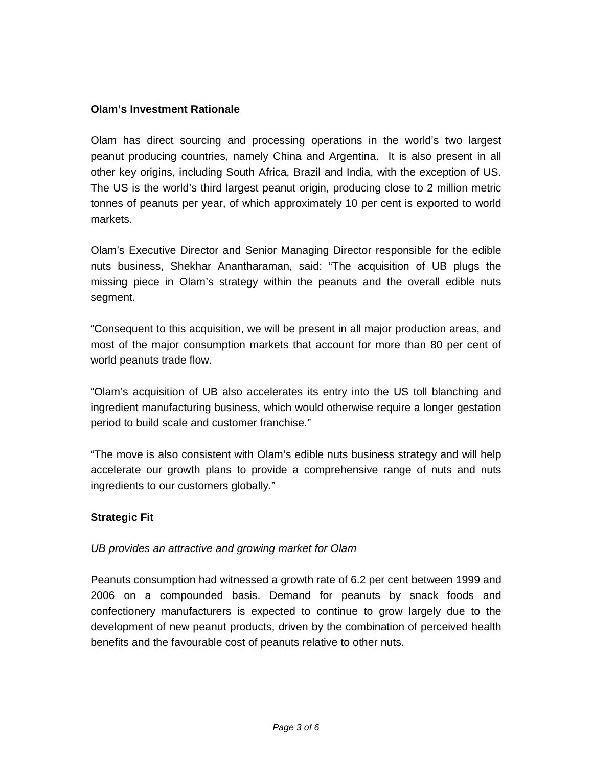**Olam's Investment Rationale**

Olam has direct sourcing and processing operations in the world's two largest peanut producing countries, namely China and Argentina. It is also present in all other key origins, including South Africa, Brazil and India, with the exception of US. The US is the world's third largest peanut origin, producing close to 2 million metric tonnes of peanuts per year, of which approximately 10 per cent is exported to world markets.

Olam's Executive Director and Senior Managing Director responsible for the edible nuts business, Shekhar Anantharaman, said: "The acquisition of UB plugs the missing piece in Olam's strategy within the peanuts and the overall edible nuts segment.

"Consequent to this acquisition, we will be present in all major production areas, and most of the major consumption markets that account for more than 80 per cent of world peanuts trade flow.

"Olam's acquisition of UB also accelerates its entry into the US toll blanching and ingredient manufacturing business, which would otherwise require a longer gestation period to build scale and customer franchise."

"The move is also consistent with Olam's edible nuts business strategy and will help accelerate our growth plans to provide a comprehensive range of nuts and nuts ingredients to our customers globally."

**Strategic Fit**

*UB provides an attractive and growing market for Olam*

Peanuts consumption had witnessed a growth rate of 6.2 per cent between 1999 and 2006 on a compounded basis. Demand for peanuts by snack foods and confectionery manufacturers is expected to continue to grow largely due to the development of new peanut products, driven by the combination of perceived health benefits and the favourable cost of peanuts relative to other nuts.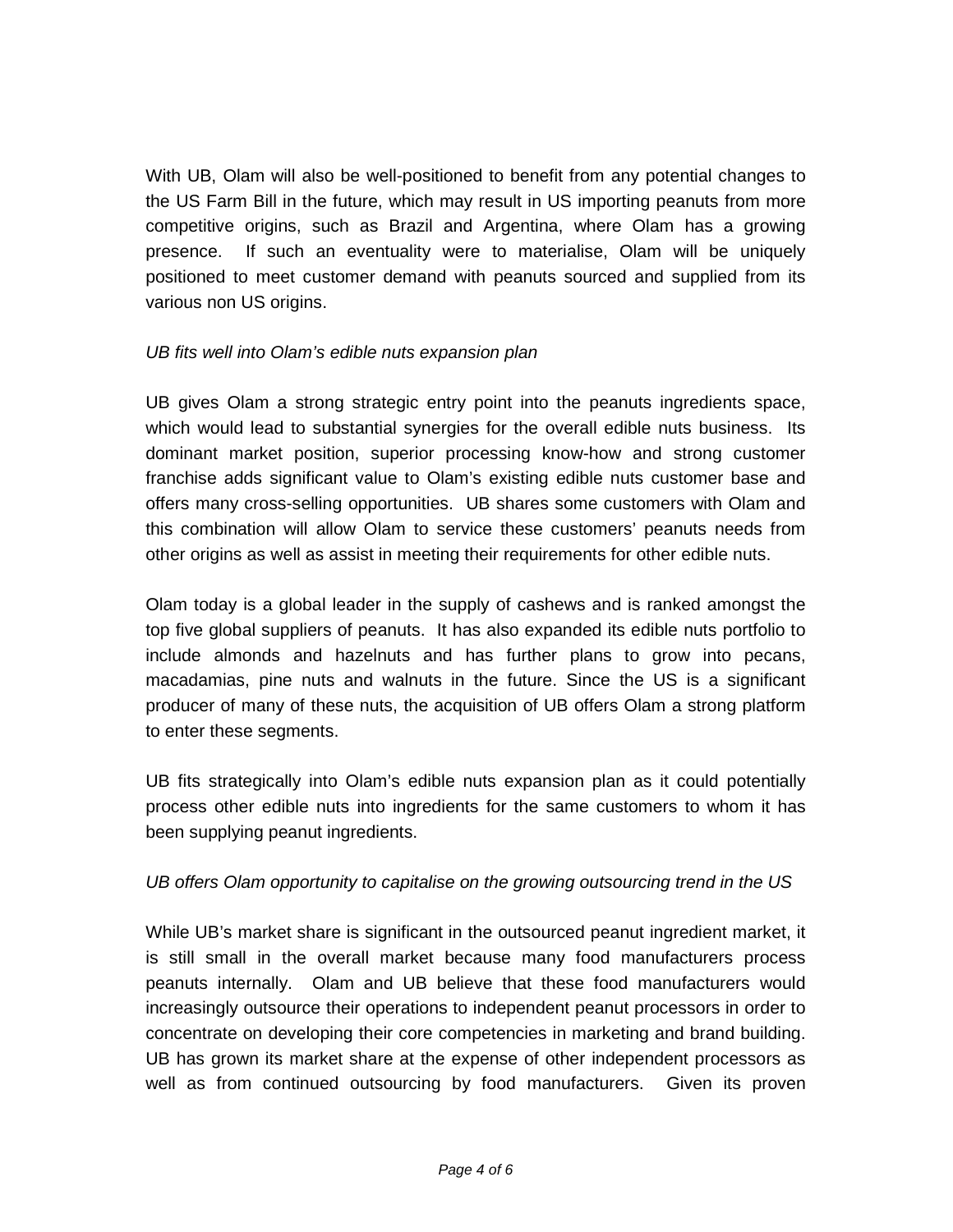With UB, Olam will also be well-positioned to benefit from any potential changes to the US Farm Bill in the future, which may result in US importing peanuts from more competitive origins, such as Brazil and Argentina, where Olam has a growing presence. If such an eventuality were to materialise, Olam will be uniquely positioned to meet customer demand with peanuts sourced and supplied from its various non US origins.

*UB fits well into Olam's edible nuts expansion plan*

UB gives Olam a strong strategic entry point into the peanuts ingredients space, which would lead to substantial synergies for the overall edible nuts business. Its dominant market position, superior processing know-how and strong customer franchise adds significant value to Olam's existing edible nuts customer base and offers many cross-selling opportunities. UB shares some customers with Olam and this combination will allow Olam to service these customers' peanuts needs from other origins as well as assist in meeting their requirements for other edible nuts.

Olam today is a global leader in the supply of cashews and is ranked amongst the top five global suppliers of peanuts. It has also expanded its edible nuts portfolio to include almonds and hazelnuts and has further plans to grow into pecans, macadamias, pine nuts and walnuts in the future. Since the US is a significant producer of many of these nuts, the acquisition of UB offers Olam a strong platform to enter these segments.

UB fits strategically into Olam's edible nuts expansion plan as it could potentially process other edible nuts into ingredients for the same customers to whom it has been supplying peanut ingredients.

*UB offers Olam opportunity to capitalise on the growing outsourcing trend in the US*

While UB's market share is significant in the outsourced peanut ingredient market, it is still small in the overall market because many food manufacturers process peanuts internally. Olam and UB believe that these food manufacturers would increasingly outsource their operations to independent peanut processors in order to concentrate on developing their core competencies in marketing and brand building. UB has grown its market share at the expense of other independent processors as well as from continued outsourcing by food manufacturers. Given its proven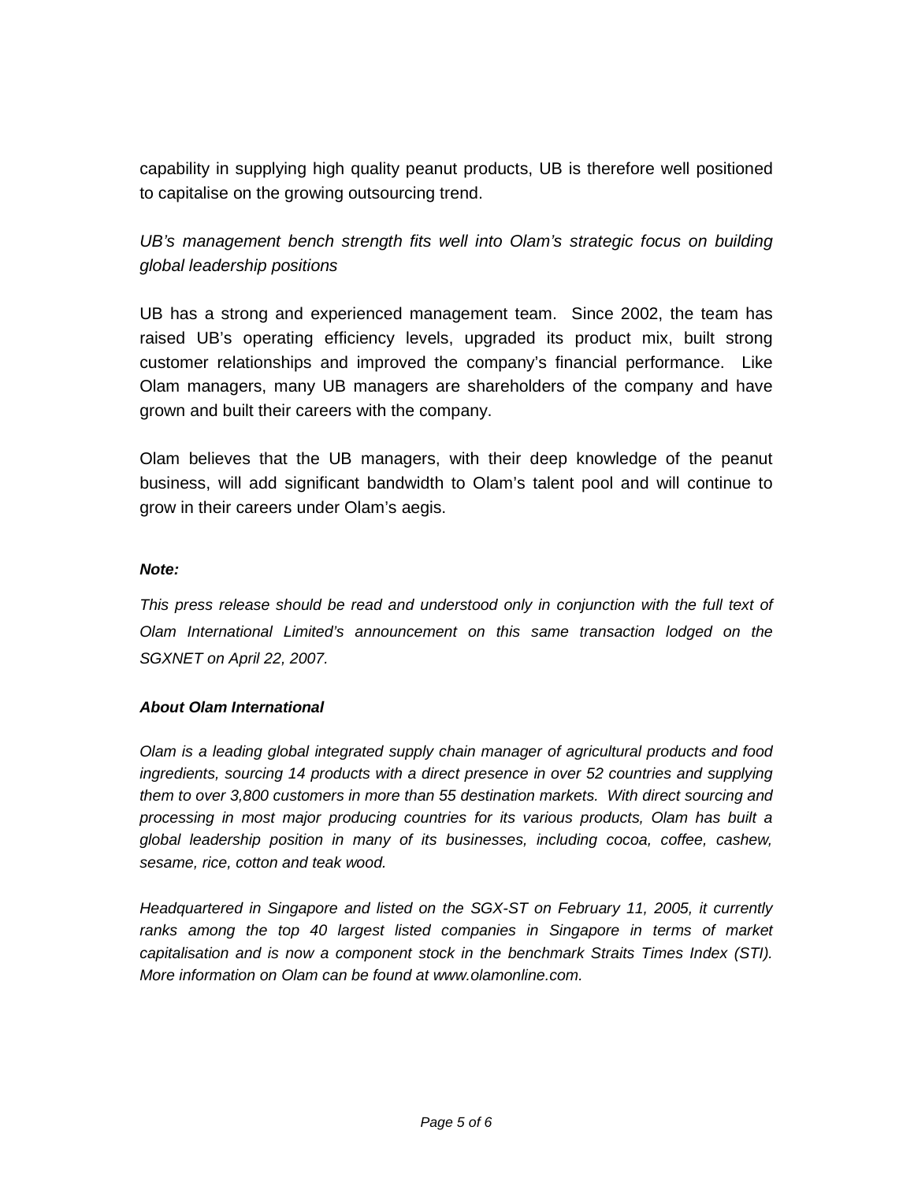capability in supplying high quality peanut products, UB is therefore well positioned to capitalise on the growing outsourcing trend.

*UB's management bench strength fits well into Olam's strategic focus on building global leadership positions*

UB has a strong and experienced management team. Since 2002, the team has raised UB's operating efficiency levels, upgraded its product mix, built strong customer relationships and improved the company's financial performance. Like Olam managers, many UB managers are shareholders of the company and have grown and built their careers with the company.

Olam believes that the UB managers, with their deep knowledge of the peanut business, will add significant bandwidth to Olam's talent pool and will continue to grow in their careers under Olam's aegis.

***Note:***

*This press release should be read and understood only in conjunction with the full text of Olam International Limited's announcement on this same transaction lodged on the SGXNET on April 22, 2007.*

***About Olam International***

*Olam is a leading global integrated supply chain manager of agricultural products and food ingredients, sourcing 14 products with a direct presence in over 52 countries and supplying them to over 3,800 customers in more than 55 destination markets. With direct sourcing and processing in most major producing countries for its various products, Olam has built a global leadership position in many of its businesses, including cocoa, coffee, cashew, sesame, rice, cotton and teak wood.*

*Headquartered in Singapore and listed on the SGX-ST on February 11, 2005, it currently ranks among the top 40 largest listed companies in Singapore in terms of market capitalisation and is now a component stock in the benchmark Straits Times Index (STI). More information on Olam can be found at www.olamonline.com.*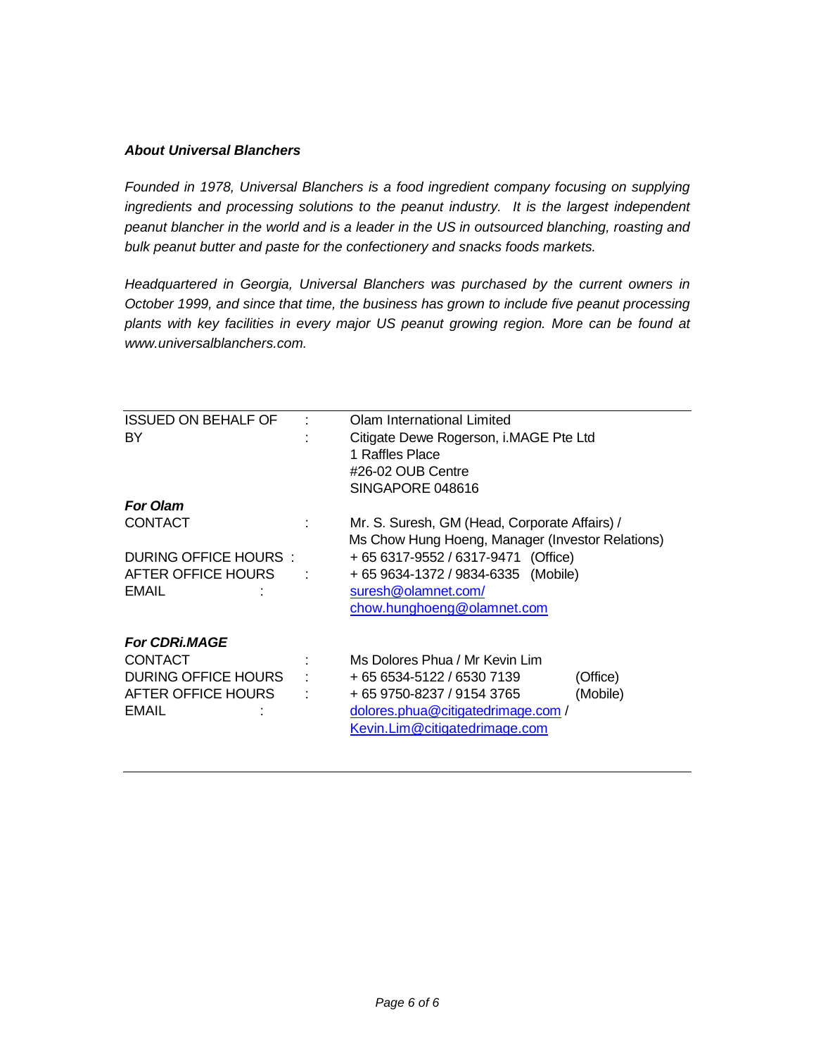***About Universal Blanchers***

*Founded in 1978, Universal Blanchers is a food ingredient company focusing on supplying ingredients and processing solutions to the peanut industry. It is the largest independent peanut blancher in the world and is a leader in the US in outsourced blanching, roasting and bulk peanut butter and paste for the confectionery and snacks foods markets.*

*Headquartered in Georgia, Universal Blanchers was purchased by the current owners in October 1999, and since that time, the business has grown to include five peanut processing plants with key facilities in every major US peanut growing region. More can be found at www.universalblanchers.com.*

| | | |
|---|---|---|
| ISSUED ON BEHALF OF | : | Olam International Limited |
| BY | : | Citigate Dewe Rogerson, i.MAGE Pte Ltd<br>1 Raffles Place<br>#26-02 OUB Centre<br>SINGAPORE 048616 |
| ***For Olam*** | | |
| CONTACT | : | Mr. S. Suresh, GM (Head, Corporate Affairs) /<br>Ms Chow Hung Hoeng, Manager (Investor Relations) |
| DURING OFFICE HOURS | : | + 65 6317-9552 / 6317-9471 (Office) |
| AFTER OFFICE HOURS | : | + 65 9634-1372 / 9834-6335 (Mobile) |
| EMAIL | : | suresh@olamnet.com/<br>chow.hunghoeng@olamnet.com |
| ***For CDRi.MAGE*** | | |
| CONTACT | : | Ms Dolores Phua / Mr Kevin Lim |
| DURING OFFICE HOURS | : | + 65 6534-5122 / 6530 7139 (Office) |
| AFTER OFFICE HOURS | : | + 65 9750-8237 / 9154 3765 (Mobile) |
| EMAIL | : | dolores.phua@citigatedrimage.com /<br>Kevin.Lim@citigatedrimage.com |